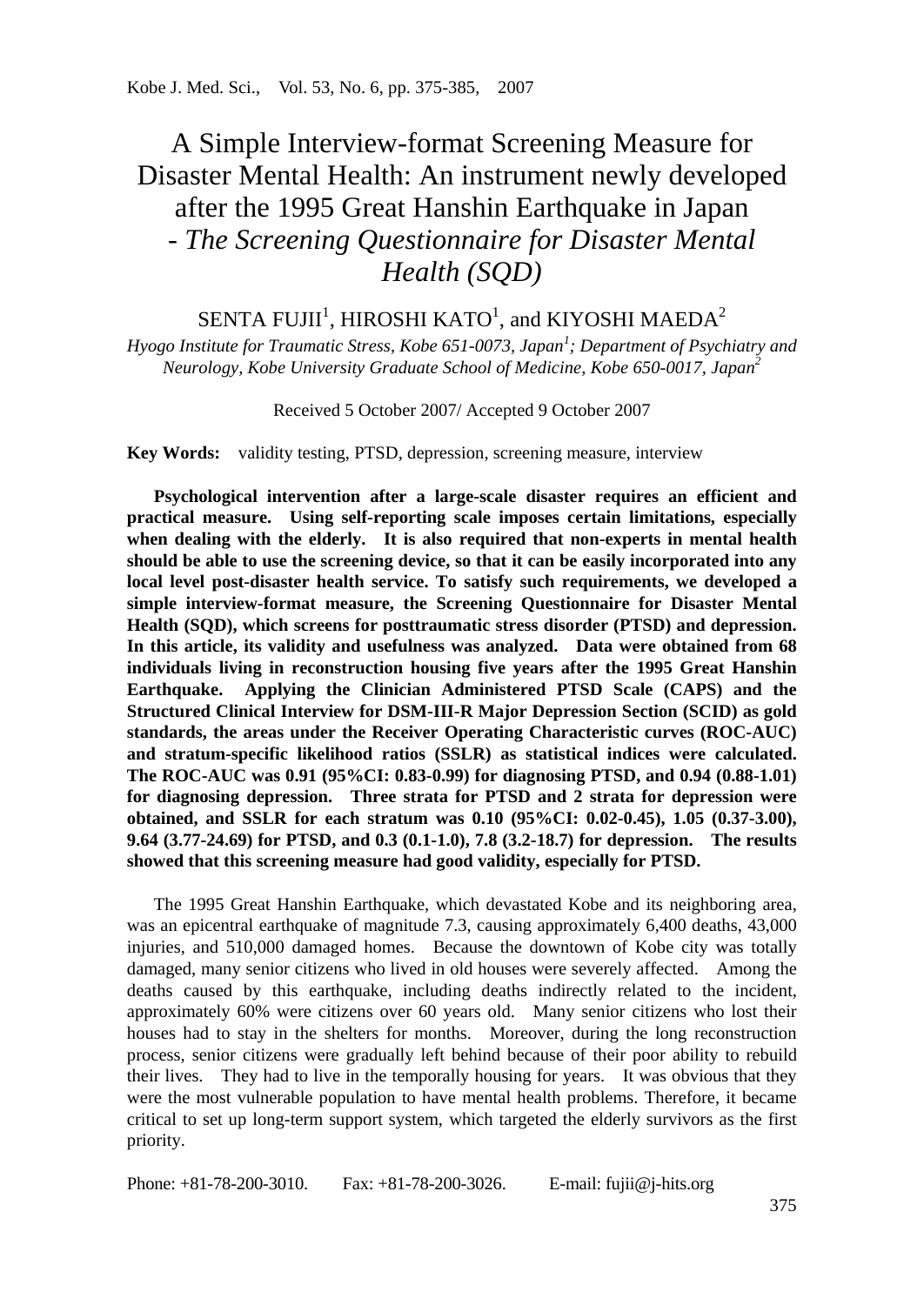# A Simple Interview-format Screening Measure for Disaster Mental Health: An instrument newly developed after the 1995 Great Hanshin Earthquake in Japan - *The Screening Questionnaire for Disaster Mental Health (SQD)*

SENTA FUJII[1], HIROSHI KATO[1], and KIYOSHI MAEDA[2]

*Hyogo Institute for Traumatic Stress, Kobe 651-0073, Japan[1]; Department of Psychiatry and Neurology, Kobe University Graduate School of Medicine, Kobe 650-0017, Japan[2]*

Received 5 October 2007/ Accepted 9 October 2007

**Key Words:** validity testing, PTSD, depression, screening measure, interview

**Psychological intervention after a large-scale disaster requires an efficient and practical measure. Using self-reporting scale imposes certain limitations, especially when dealing with the elderly. It is also required that non-experts in mental health should be able to use the screening device, so that it can be easily incorporated into any local level post-disaster health service. To satisfy such requirements, we developed a simple interview-format measure, the Screening Questionnaire for Disaster Mental Health (SQD), which screens for posttraumatic stress disorder (PTSD) and depression. In this article, its validity and usefulness was analyzed. Data were obtained from 68 individuals living in reconstruction housing five years after the 1995 Great Hanshin Earthquake. Applying the Clinician Administered PTSD Scale (CAPS) and the Structured Clinical Interview for DSM-III-R Major Depression Section (SCID) as gold standards, the areas under the Receiver Operating Characteristic curves (ROC-AUC) and stratum-specific likelihood ratios (SSLR) as statistical indices were calculated. The ROC-AUC was 0.91 (95%CI: 0.83-0.99) for diagnosing PTSD, and 0.94 (0.88-1.01) for diagnosing depression. Three strata for PTSD and 2 strata for depression were obtained, and SSLR for each stratum was 0.10 (95%CI: 0.02-0.45), 1.05 (0.37-3.00), 9.64 (3.77-24.69) for PTSD, and 0.3 (0.1-1.0), 7.8 (3.2-18.7) for depression. The results showed that this screening measure had good validity, especially for PTSD.**

The 1995 Great Hanshin Earthquake, which devastated Kobe and its neighboring area, was an epicentral earthquake of magnitude 7.3, causing approximately 6,400 deaths, 43,000 injuries, and 510,000 damaged homes. Because the downtown of Kobe city was totally damaged, many senior citizens who lived in old houses were severely affected. Among the deaths caused by this earthquake, including deaths indirectly related to the incident, approximately 60% were citizens over 60 years old. Many senior citizens who lost their houses had to stay in the shelters for months. Moreover, during the long reconstruction process, senior citizens were gradually left behind because of their poor ability to rebuild their lives. They had to live in the temporally housing for years. It was obvious that they were the most vulnerable population to have mental health problems. Therefore, it became critical to set up long-term support system, which targeted the elderly survivors as the first priority.

Phone: +81-78-200-3010. Fax: +81-78-200-3026. E-mail: fujii@j-hits.org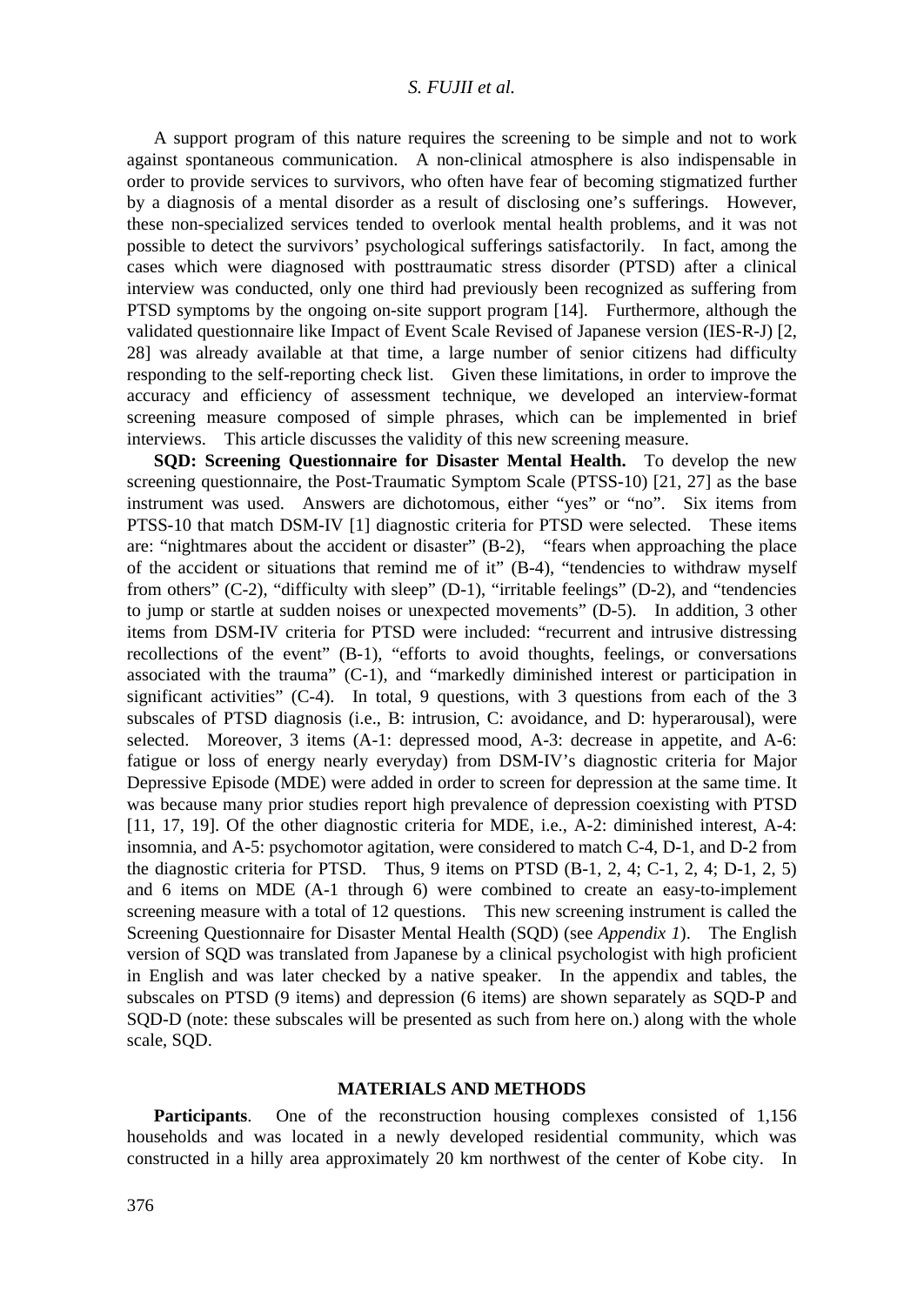A support program of this nature requires the screening to be simple and not to work against spontaneous communication. A non-clinical atmosphere is also indispensable in order to provide services to survivors, who often have fear of becoming stigmatized further by a diagnosis of a mental disorder as a result of disclosing one's sufferings. However, these non-specialized services tended to overlook mental health problems, and it was not possible to detect the survivors' psychological sufferings satisfactorily. In fact, among the cases which were diagnosed with posttraumatic stress disorder (PTSD) after a clinical interview was conducted, only one third had previously been recognized as suffering from PTSD symptoms by the ongoing on-site support program [14]. Furthermore, although the validated questionnaire like Impact of Event Scale Revised of Japanese version (IES-R-J) [2, 28] was already available at that time, a large number of senior citizens had difficulty responding to the self-reporting check list. Given these limitations, in order to improve the accuracy and efficiency of assessment technique, we developed an interview-format screening measure composed of simple phrases, which can be implemented in brief interviews. This article discusses the validity of this new screening measure.

**SQD: Screening Questionnaire for Disaster Mental Health.** To develop the new screening questionnaire, the Post-Traumatic Symptom Scale (PTSS-10) [21, 27] as the base instrument was used. Answers are dichotomous, either "yes" or "no". Six items from PTSS-10 that match DSM-IV [1] diagnostic criteria for PTSD were selected. These items are: "nightmares about the accident or disaster" (B-2), "fears when approaching the place of the accident or situations that remind me of it" (B-4), "tendencies to withdraw myself from others" (C-2), "difficulty with sleep" (D-1), "irritable feelings" (D-2), and "tendencies to jump or startle at sudden noises or unexpected movements" (D-5). In addition, 3 other items from DSM-IV criteria for PTSD were included: "recurrent and intrusive distressing recollections of the event" (B-1), "efforts to avoid thoughts, feelings, or conversations associated with the trauma" (C-1), and "markedly diminished interest or participation in significant activities" (C-4). In total, 9 questions, with 3 questions from each of the 3 subscales of PTSD diagnosis (i.e., B: intrusion, C: avoidance, and D: hyperarousal), were selected. Moreover, 3 items (A-1: depressed mood, A-3: decrease in appetite, and A-6: fatigue or loss of energy nearly everyday) from DSM-IV's diagnostic criteria for Major Depressive Episode (MDE) were added in order to screen for depression at the same time. It was because many prior studies report high prevalence of depression coexisting with PTSD [11, 17, 19]. Of the other diagnostic criteria for MDE, i.e., A-2: diminished interest, A-4: insomnia, and A-5: psychomotor agitation, were considered to match C-4, D-1, and D-2 from the diagnostic criteria for PTSD. Thus, 9 items on PTSD (B-1, 2, 4; C-1, 2, 4; D-1, 2, 5) and 6 items on MDE (A-1 through 6) were combined to create an easy-to-implement screening measure with a total of 12 questions. This new screening instrument is called the Screening Questionnaire for Disaster Mental Health (SQD) (see *Appendix 1*). The English version of SQD was translated from Japanese by a clinical psychologist with high proficient in English and was later checked by a native speaker. In the appendix and tables, the subscales on PTSD (9 items) and depression (6 items) are shown separately as SQD-P and SQD-D (note: these subscales will be presented as such from here on.) along with the whole scale, SQD.

## MATERIALS AND METHODS

**Participants**. One of the reconstruction housing complexes consisted of 1,156 households and was located in a newly developed residential community, which was constructed in a hilly area approximately 20 km northwest of the center of Kobe city. In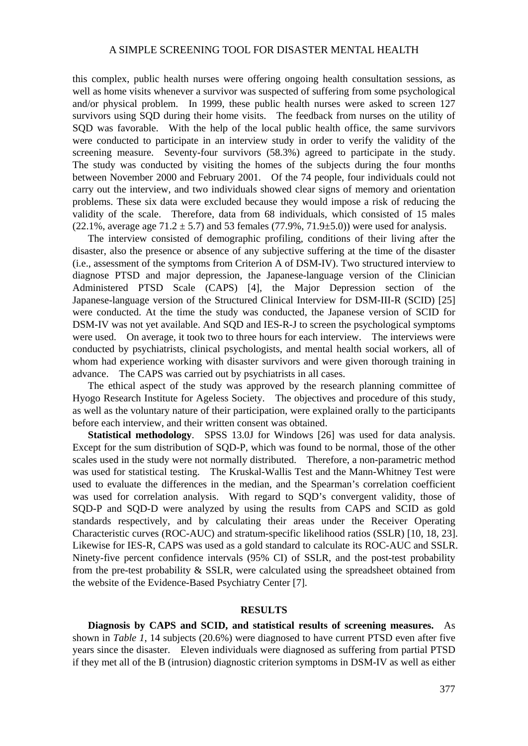this complex, public health nurses were offering ongoing health consultation sessions, as well as home visits whenever a survivor was suspected of suffering from some psychological and/or physical problem. In 1999, these public health nurses were asked to screen 127 survivors using SQD during their home visits. The feedback from nurses on the utility of SQD was favorable. With the help of the local public health office, the same survivors were conducted to participate in an interview study in order to verify the validity of the screening measure. Seventy-four survivors (58.3%) agreed to participate in the study. The study was conducted by visiting the homes of the subjects during the four months between November 2000 and February 2001. Of the 74 people, four individuals could not carry out the interview, and two individuals showed clear signs of memory and orientation problems. These six data were excluded because they would impose a risk of reducing the validity of the scale. Therefore, data from 68 individuals, which consisted of 15 males (22.1%, average age $71.2 \pm 5.7$) and 53 females (77.9%, $71.9 \pm 5.0$)) were used for analysis.

The interview consisted of demographic profiling, conditions of their living after the disaster, also the presence or absence of any subjective suffering at the time of the disaster (i.e., assessment of the symptoms from Criterion A of DSM-IV). Two structured interview to diagnose PTSD and major depression, the Japanese-language version of the Clinician Administered PTSD Scale (CAPS) [4], the Major Depression section of the Japanese-language version of the Structured Clinical Interview for DSM-III-R (SCID) [25] were conducted. At the time the study was conducted, the Japanese version of SCID for DSM-IV was not yet available. And SQD and IES-R-J to screen the psychological symptoms were used. On average, it took two to three hours for each interview. The interviews were conducted by psychiatrists, clinical psychologists, and mental health social workers, all of whom had experience working with disaster survivors and were given thorough training in advance. The CAPS was carried out by psychiatrists in all cases.

The ethical aspect of the study was approved by the research planning committee of Hyogo Research Institute for Ageless Society. The objectives and procedure of this study, as well as the voluntary nature of their participation, were explained orally to the participants before each interview, and their written consent was obtained.

**Statistical methodology**. SPSS 13.0J for Windows [26] was used for data analysis. Except for the sum distribution of SQD-P, which was found to be normal, those of the other scales used in the study were not normally distributed. Therefore, a non-parametric method was used for statistical testing. The Kruskal-Wallis Test and the Mann-Whitney Test were used to evaluate the differences in the median, and the Spearman's correlation coefficient was used for correlation analysis. With regard to SQD's convergent validity, those of SQD-P and SQD-D were analyzed by using the results from CAPS and SCID as gold standards respectively, and by calculating their areas under the Receiver Operating Characteristic curves (ROC-AUC) and stratum-specific likelihood ratios (SSLR) [10, 18, 23]. Likewise for IES-R, CAPS was used as a gold standard to calculate its ROC-AUC and SSLR. Ninety-five percent confidence intervals (95% CI) of SSLR, and the post-test probability from the pre-test probability & SSLR, were calculated using the spreadsheet obtained from the website of the Evidence-Based Psychiatry Center [7].

## RESULTS

**Diagnosis by CAPS and SCID, and statistical results of screening measures.** As shown in *Table 1*, 14 subjects (20.6%) were diagnosed to have current PTSD even after five years since the disaster. Eleven individuals were diagnosed as suffering from partial PTSD if they met all of the B (intrusion) diagnostic criterion symptoms in DSM-IV as well as either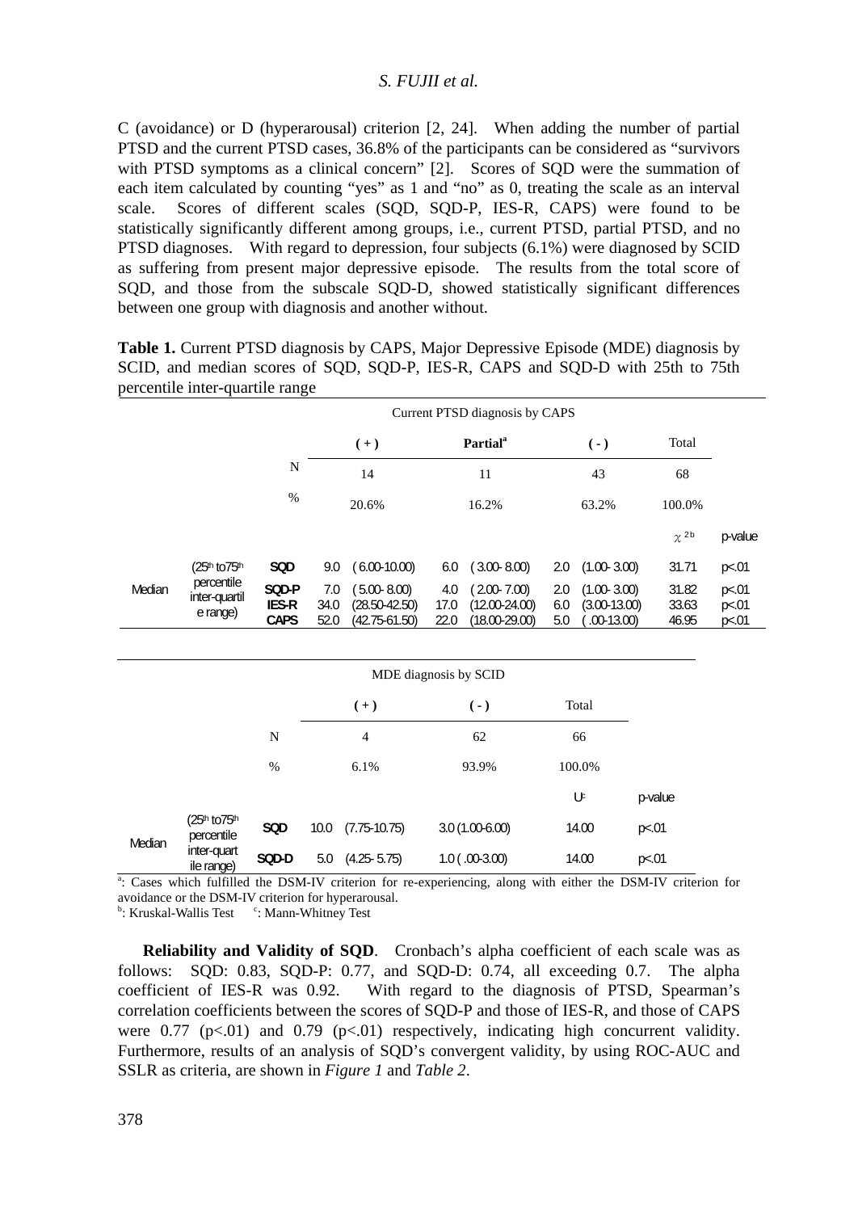C (avoidance) or D (hyperarousal) criterion [2, 24]. When adding the number of partial PTSD and the current PTSD cases, 36.8% of the participants can be considered as "survivors with PTSD symptoms as a clinical concern" [2]. Scores of SQD were the summation of each item calculated by counting "yes" as 1 and "no" as 0, treating the scale as an interval scale. Scores of different scales (SQD, SQD-P, IES-R, CAPS) were found to be statistically significantly different among groups, i.e., current PTSD, partial PTSD, and no PTSD diagnoses. With regard to depression, four subjects (6.1%) were diagnosed by SCID as suffering from present major depressive episode. The results from the total score of SQD, and those from the subscale SQD-D, showed statistically significant differences between one group with diagnosis and another without.

**Table 1.** Current PTSD diagnosis by CAPS, Major Depressive Episode (MDE) diagnosis by SCID, and median scores of SQD, SQD-P, IES-R, CAPS and SQD-D with 25th to 75th percentile inter-quartile range

| | | | Current PTSD diagnosis by CAPS | | | | | | | | |
|---|---|---|---|---|---|---|---|---|---|---|---|
| | | | (+) | | Partial[a] | | (-) | | Total | | |
| | | N | 14 | | 11 | | 43 | | 68 | | |
| | | % | 20.6% | | 16.2% | | 63.2% | | 100.0% | | |
| | | | | | | | | | | $\chi^2$ [b] | p-value |
| Median | (25th to 75th percentile inter-quartile range) | SQD | 9.0 | (6.00-10.00) | 6.0 | (3.00-8.00) | 2.0 | (1.00-3.00) | | 31.71 | p<.01 |
| | | SQD-P | 7.0 | (5.00-8.00) | 4.0 | (2.00-7.00) | 2.0 | (1.00-3.00) | | 31.82 | p<.01 |
| | | IES-R | 34.0 | (28.50-42.50) | 17.0 | (12.00-24.00) | 6.0 | (3.00-13.00) | | 33.63 | p<.01 |
| | | CAPS | 52.0 | (42.75-61.50) | 22.0 | (18.00-29.00) | 5.0 | (.00-13.00) | | 46.95 | p<.01 |

| | | | MDE diagnosis by SCID | | | | |
|---|---|---|---|---|---|---|---|
| | | | (+) | | (-) | Total | |
| | | N | 4 | | 62 | 66 | |
| | | % | 6.1% | | 93.9% | 100.0% | |
| | | | | | | U[c] | p-value |
| Median | (25th to 75th percentile inter-quartile range) | SQD | 10.0 | (7.75-10.75) | 3.0 (1.00-6.00) | 14.00 | p<.01 |
| | | SQD-D | 5.0 | (4.25-5.75) | 1.0 (.00-3.00) | 14.00 | p<.01 |

[a]: Cases which fulfilled the DSM-IV criterion for re-experiencing, along with either the DSM-IV criterion for avoidance or the DSM-IV criterion for hyperarousal.
[b]: Kruskal-Wallis Test  [c]: Mann-Whitney Test

**Reliability and Validity of SQD**. Cronbach's alpha coefficient of each scale was as follows: SQD: 0.83, SQD-P: 0.77, and SQD-D: 0.74, all exceeding 0.7. The alpha coefficient of IES-R was 0.92. With regard to the diagnosis of PTSD, Spearman's correlation coefficients between the scores of SQD-P and those of IES-R, and those of CAPS were 0.77 (p<.01) and 0.79 (p<.01) respectively, indicating high concurrent validity. Furthermore, results of an analysis of SQD's convergent validity, by using ROC-AUC and SSLR as criteria, are shown in *Figure 1* and *Table 2*.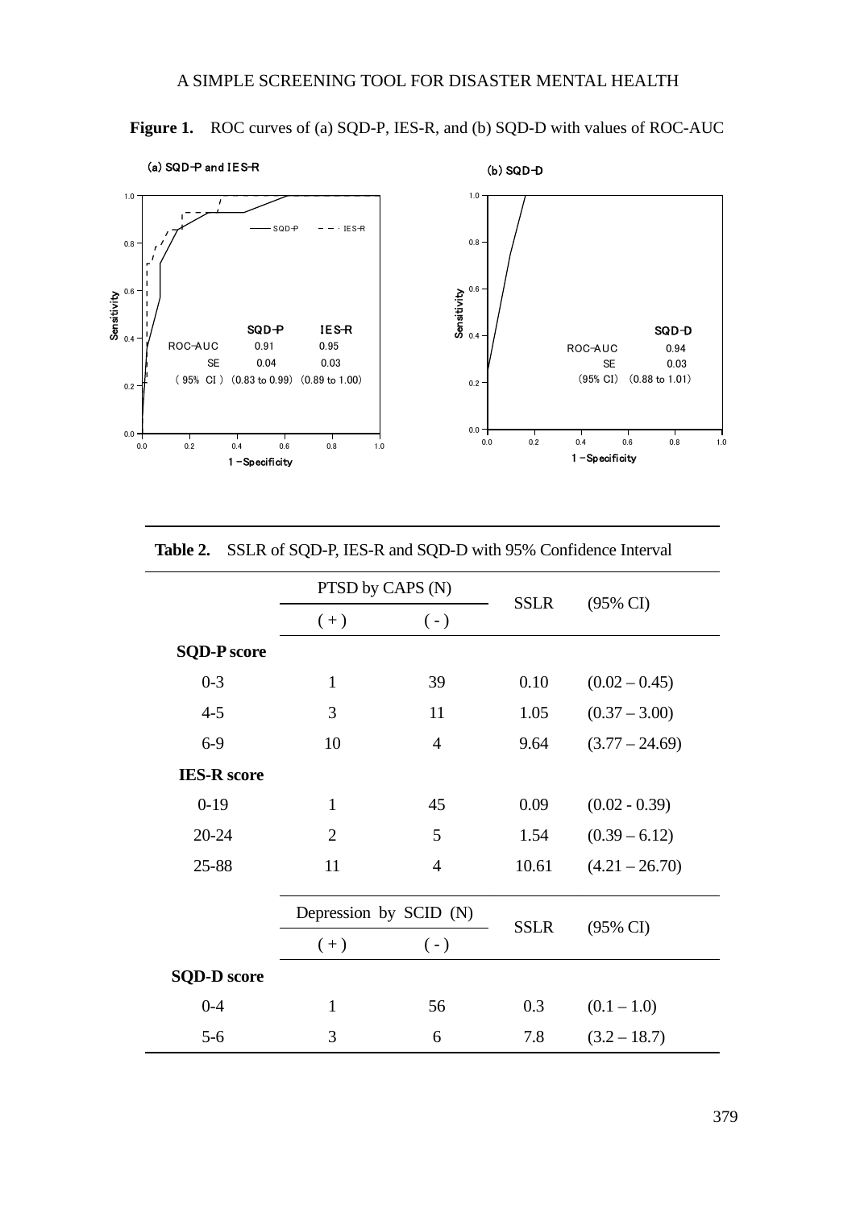**Figure 1.** ROC curves of (a) SQD-P, IES-R, and (b) SQD-D with values of ROC-AUC

(a) SQD-P and IES-R

| | SQD-P | IES-R |
|---|---|---|
| ROC-AUC | 0.91 | 0.95 |
| SE | 0.04 | 0.03 |
| (95% CI) | (0.83 to 0.99) | (0.89 to 1.00) |

(b) SQD-D

| | SQD-D |
|---|---|
| ROC-AUC | 0.94 |
| SE | 0.03 |
| (95% CI) | (0.88 to 1.01) |

**Table 2.** SSLR of SQD-P, IES-R and SQD-D with 95% Confidence Interval

| | PTSD by CAPS (N) | | SSLR | (95% CI) |
|---|---|---|---|---|
| | ( + ) | ( - ) | | |
| **SQD-P score** | | | | |
| 0-3 | 1 | 39 | 0.10 | (0.02 – 0.45) |
| 4-5 | 3 | 11 | 1.05 | (0.37 – 3.00) |
| 6-9 | 10 | 4 | 9.64 | (3.77 – 24.69) |
| **IES-R score** | | | | |
| 0-19 | 1 | 45 | 0.09 | (0.02 - 0.39) |
| 20-24 | 2 | 5 | 1.54 | (0.39 – 6.12) |
| 25-88 | 11 | 4 | 10.61 | (4.21 – 26.70) |
| | **Depression by SCID (N)** | | **SSLR** | **(95% CI)** |
| | ( + ) | ( - ) | | |
| **SQD-D score** | | | | |
| 0-4 | 1 | 56 | 0.3 | (0.1 – 1.0) |
| 5-6 | 3 | 6 | 7.8 | (3.2 – 18.7) |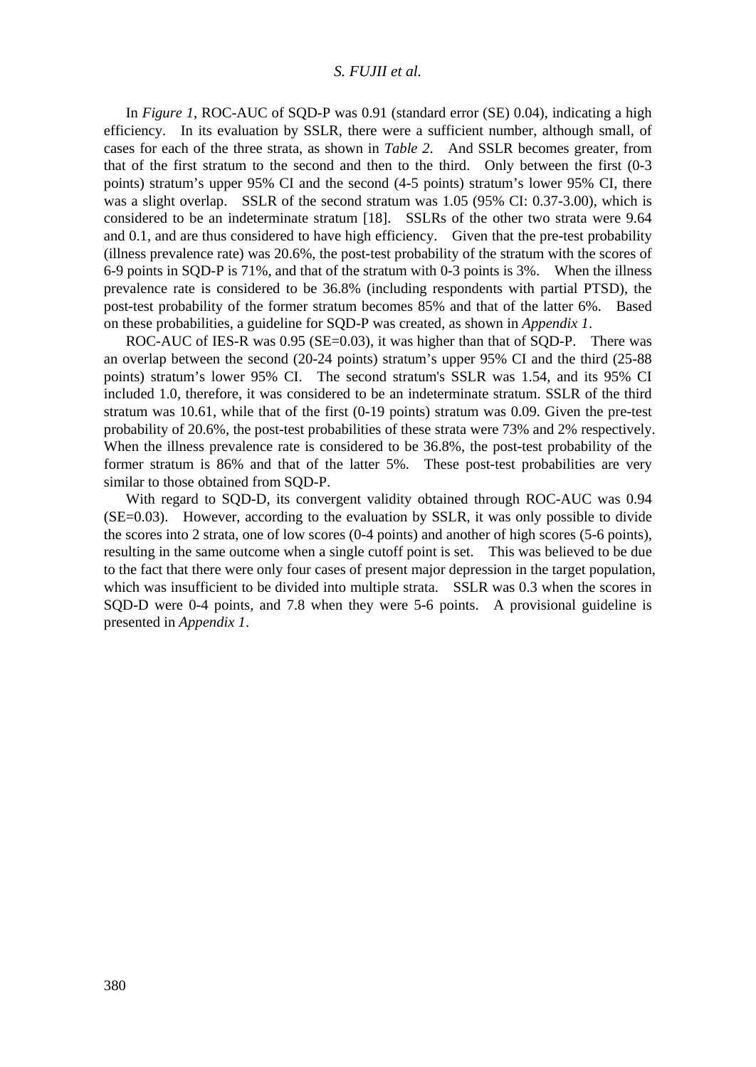In *Figure 1*, ROC-AUC of SQD-P was 0.91 (standard error (SE) 0.04), indicating a high efficiency. In its evaluation by SSLR, there were a sufficient number, although small, of cases for each of the three strata, as shown in *Table 2*. And SSLR becomes greater, from that of the first stratum to the second and then to the third. Only between the first (0-3 points) stratum's upper 95% CI and the second (4-5 points) stratum's lower 95% CI, there was a slight overlap. SSLR of the second stratum was 1.05 (95% CI: 0.37-3.00), which is considered to be an indeterminate stratum [18]. SSLRs of the other two strata were 9.64 and 0.1, and are thus considered to have high efficiency. Given that the pre-test probability (illness prevalence rate) was 20.6%, the post-test probability of the stratum with the scores of 6-9 points in SQD-P is 71%, and that of the stratum with 0-3 points is 3%. When the illness prevalence rate is considered to be 36.8% (including respondents with partial PTSD), the post-test probability of the former stratum becomes 85% and that of the latter 6%. Based on these probabilities, a guideline for SQD-P was created, as shown in *Appendix 1*.

ROC-AUC of IES-R was 0.95 (SE=0.03), it was higher than that of SQD-P. There was an overlap between the second (20-24 points) stratum's upper 95% CI and the third (25-88 points) stratum's lower 95% CI. The second stratum's SSLR was 1.54, and its 95% CI included 1.0, therefore, it was considered to be an indeterminate stratum. SSLR of the third stratum was 10.61, while that of the first (0-19 points) stratum was 0.09. Given the pre-test probability of 20.6%, the post-test probabilities of these strata were 73% and 2% respectively. When the illness prevalence rate is considered to be 36.8%, the post-test probability of the former stratum is 86% and that of the latter 5%. These post-test probabilities are very similar to those obtained from SQD-P.

With regard to SQD-D, its convergent validity obtained through ROC-AUC was 0.94 (SE=0.03). However, according to the evaluation by SSLR, it was only possible to divide the scores into 2 strata, one of low scores (0-4 points) and another of high scores (5-6 points), resulting in the same outcome when a single cutoff point is set. This was believed to be due to the fact that there were only four cases of present major depression in the target population, which was insufficient to be divided into multiple strata. SSLR was 0.3 when the scores in SQD-D were 0-4 points, and 7.8 when they were 5-6 points. A provisional guideline is presented in *Appendix 1*.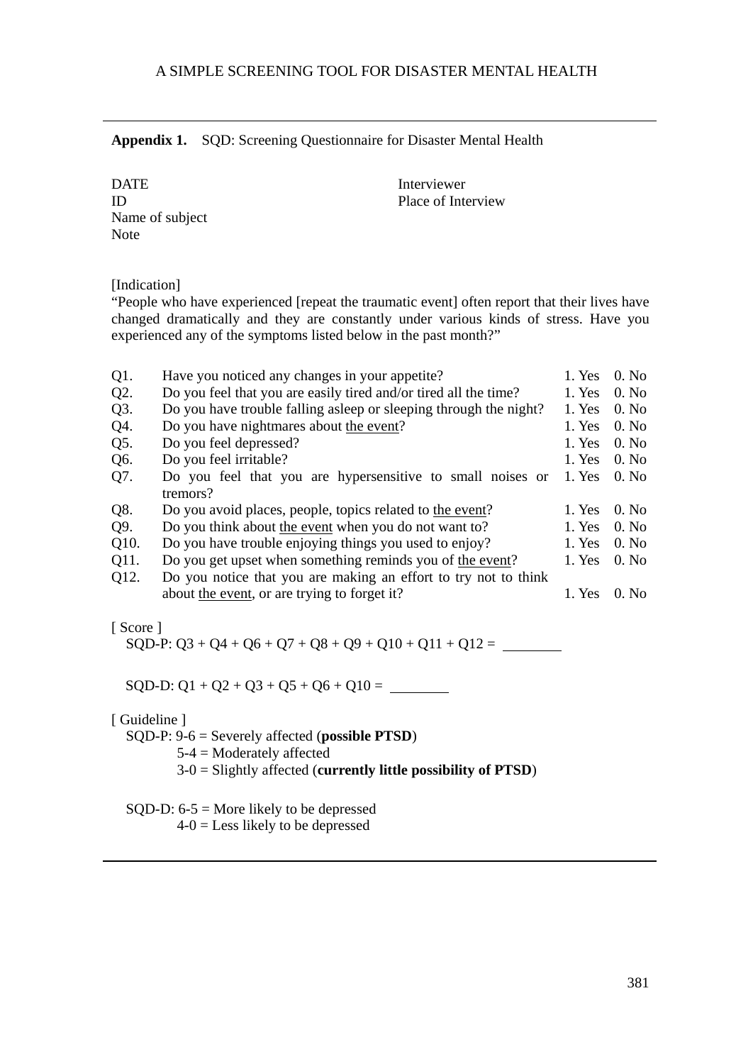**Appendix 1.** SQD: Screening Questionnaire for Disaster Mental Health

DATE	Interviewer
ID	Place of Interview
Name of subject
Note

[Indication]
"People who have experienced [repeat the traumatic event] often report that their lives have changed dramatically and they are constantly under various kinds of stress. Have you experienced any of the symptoms listed below in the past month?"

| | | | |
|---|---|---|---|
| Q1. | Have you noticed any changes in your appetite? | 1. Yes | 0. No |
| Q2. | Do you feel that you are easily tired and/or tired all the time? | 1. Yes | 0. No |
| Q3. | Do you have trouble falling asleep or sleeping through the night? | 1. Yes | 0. No |
| Q4. | Do you have nightmares about <u>the event</u>? | 1. Yes | 0. No |
| Q5. | Do you feel depressed? | 1. Yes | 0. No |
| Q6. | Do you feel irritable? | 1. Yes | 0. No |
| Q7. | Do you feel that you are hypersensitive to small noises or tremors? | 1. Yes | 0. No |
| Q8. | Do you avoid places, people, topics related to <u>the event</u>? | 1. Yes | 0. No |
| Q9. | Do you think about <u>the event</u> when you do not want to? | 1. Yes | 0. No |
| Q10. | Do you have trouble enjoying things you used to enjoy? | 1. Yes | 0. No |
| Q11. | Do you get upset when something reminds you of <u>the event</u>? | 1. Yes | 0. No |
| Q12. | Do you notice that you are making an effort to try not to think about <u>the event</u>, or are trying to forget it? | 1. Yes | 0. No |

[ Score ]

SQD-P: Q3 + Q4 + Q6 + Q7 + Q8 + Q9 + Q10 + Q11 + Q12 = ________

SQD-D: Q1 + Q2 + Q3 + Q5 + Q6 + Q10 = ________

[ Guideline ]

SQD-P: 9-6 = Severely affected (**possible PTSD**)
5-4 = Moderately affected
3-0 = Slightly affected (**currently little possibility of PTSD**)

SQD-D: 6-5 = More likely to be depressed
4-0 = Less likely to be depressed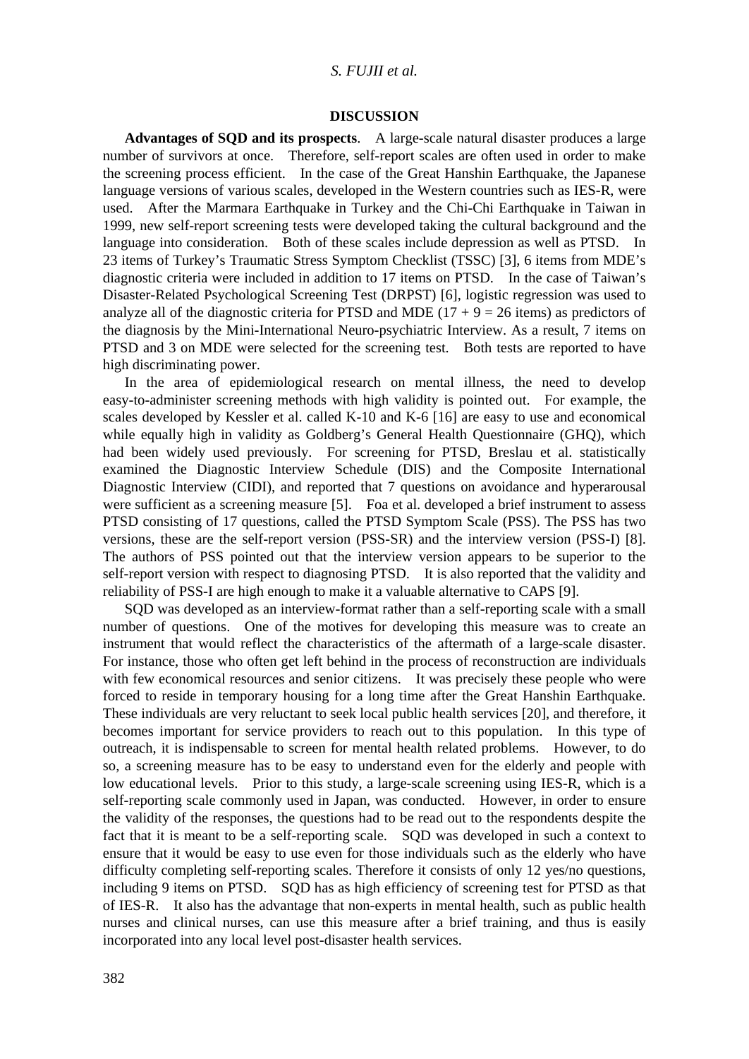## DISCUSSION

**Advantages of SQD and its prospects**. A large-scale natural disaster produces a large number of survivors at once. Therefore, self-report scales are often used in order to make the screening process efficient. In the case of the Great Hanshin Earthquake, the Japanese language versions of various scales, developed in the Western countries such as IES-R, were used. After the Marmara Earthquake in Turkey and the Chi-Chi Earthquake in Taiwan in 1999, new self-report screening tests were developed taking the cultural background and the language into consideration. Both of these scales include depression as well as PTSD. In 23 items of Turkey's Traumatic Stress Symptom Checklist (TSSC) [3], 6 items from MDE's diagnostic criteria were included in addition to 17 items on PTSD. In the case of Taiwan's Disaster-Related Psychological Screening Test (DRPST) [6], logistic regression was used to analyze all of the diagnostic criteria for PTSD and MDE ($17 + 9 = 26$ items) as predictors of the diagnosis by the Mini-International Neuro-psychiatric Interview. As a result, 7 items on PTSD and 3 on MDE were selected for the screening test. Both tests are reported to have high discriminating power.

In the area of epidemiological research on mental illness, the need to develop easy-to-administer screening methods with high validity is pointed out. For example, the scales developed by Kessler et al. called K-10 and K-6 [16] are easy to use and economical while equally high in validity as Goldberg's General Health Questionnaire (GHQ), which had been widely used previously. For screening for PTSD, Breslau et al. statistically examined the Diagnostic Interview Schedule (DIS) and the Composite International Diagnostic Interview (CIDI), and reported that 7 questions on avoidance and hyperarousal were sufficient as a screening measure [5]. Foa et al. developed a brief instrument to assess PTSD consisting of 17 questions, called the PTSD Symptom Scale (PSS). The PSS has two versions, these are the self-report version (PSS-SR) and the interview version (PSS-I) [8]. The authors of PSS pointed out that the interview version appears to be superior to the self-report version with respect to diagnosing PTSD. It is also reported that the validity and reliability of PSS-I are high enough to make it a valuable alternative to CAPS [9].

SQD was developed as an interview-format rather than a self-reporting scale with a small number of questions. One of the motives for developing this measure was to create an instrument that would reflect the characteristics of the aftermath of a large-scale disaster. For instance, those who often get left behind in the process of reconstruction are individuals with few economical resources and senior citizens. It was precisely these people who were forced to reside in temporary housing for a long time after the Great Hanshin Earthquake. These individuals are very reluctant to seek local public health services [20], and therefore, it becomes important for service providers to reach out to this population. In this type of outreach, it is indispensable to screen for mental health related problems. However, to do so, a screening measure has to be easy to understand even for the elderly and people with low educational levels. Prior to this study, a large-scale screening using IES-R, which is a self-reporting scale commonly used in Japan, was conducted. However, in order to ensure the validity of the responses, the questions had to be read out to the respondents despite the fact that it is meant to be a self-reporting scale. SQD was developed in such a context to ensure that it would be easy to use even for those individuals such as the elderly who have difficulty completing self-reporting scales. Therefore it consists of only 12 yes/no questions, including 9 items on PTSD. SQD has as high efficiency of screening test for PTSD as that of IES-R. It also has the advantage that non-experts in mental health, such as public health nurses and clinical nurses, can use this measure after a brief training, and thus is easily incorporated into any local level post-disaster health services.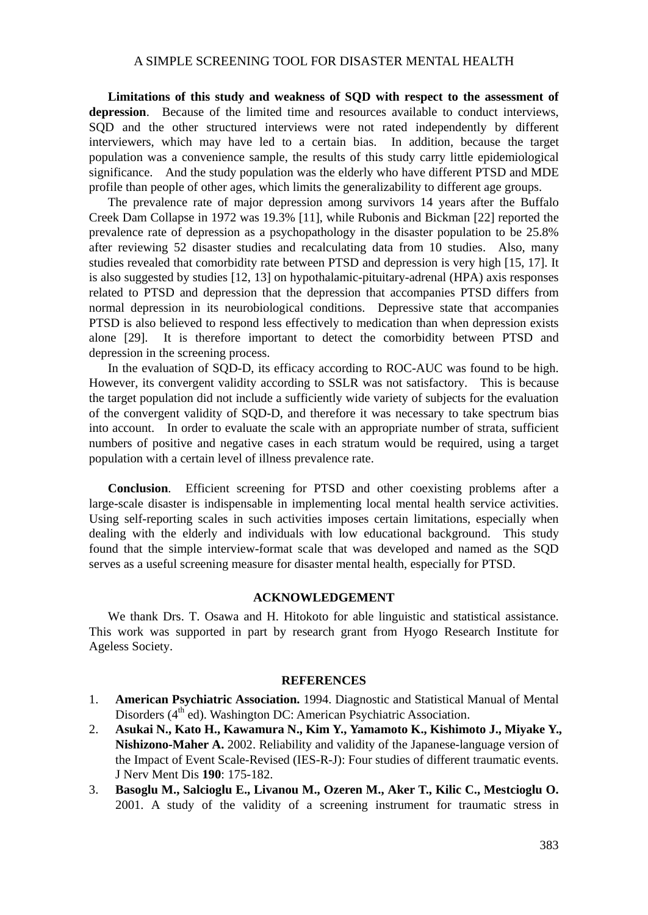**Limitations of this study and weakness of SQD with respect to the assessment of depression**. Because of the limited time and resources available to conduct interviews, SQD and the other structured interviews were not rated independently by different interviewers, which may have led to a certain bias. In addition, because the target population was a convenience sample, the results of this study carry little epidemiological significance. And the study population was the elderly who have different PTSD and MDE profile than people of other ages, which limits the generalizability to different age groups.

The prevalence rate of major depression among survivors 14 years after the Buffalo Creek Dam Collapse in 1972 was 19.3% [11], while Rubonis and Bickman [22] reported the prevalence rate of depression as a psychopathology in the disaster population to be 25.8% after reviewing 52 disaster studies and recalculating data from 10 studies. Also, many studies revealed that comorbidity rate between PTSD and depression is very high [15, 17]. It is also suggested by studies [12, 13] on hypothalamic-pituitary-adrenal (HPA) axis responses related to PTSD and depression that the depression that accompanies PTSD differs from normal depression in its neurobiological conditions. Depressive state that accompanies PTSD is also believed to respond less effectively to medication than when depression exists alone [29]. It is therefore important to detect the comorbidity between PTSD and depression in the screening process.

In the evaluation of SQD-D, its efficacy according to ROC-AUC was found to be high. However, its convergent validity according to SSLR was not satisfactory. This is because the target population did not include a sufficiently wide variety of subjects for the evaluation of the convergent validity of SQD-D, and therefore it was necessary to take spectrum bias into account. In order to evaluate the scale with an appropriate number of strata, sufficient numbers of positive and negative cases in each stratum would be required, using a target population with a certain level of illness prevalence rate.

**Conclusion**. Efficient screening for PTSD and other coexisting problems after a large-scale disaster is indispensable in implementing local mental health service activities. Using self-reporting scales in such activities imposes certain limitations, especially when dealing with the elderly and individuals with low educational background. This study found that the simple interview-format scale that was developed and named as the SQD serves as a useful screening measure for disaster mental health, especially for PTSD.

## ACKNOWLEDGEMENT

We thank Drs. T. Osawa and H. Hitokoto for able linguistic and statistical assistance. This work was supported in part by research grant from Hyogo Research Institute for Ageless Society.

## REFERENCES

1. **American Psychiatric Association.** 1994. Diagnostic and Statistical Manual of Mental Disorders (4th ed). Washington DC: American Psychiatric Association.
2. **Asukai N., Kato H., Kawamura N., Kim Y., Yamamoto K., Kishimoto J., Miyake Y., Nishizono-Maher A.** 2002. Reliability and validity of the Japanese-language version of the Impact of Event Scale-Revised (IES-R-J): Four studies of different traumatic events. J Nerv Ment Dis **190**: 175-182.
3. **Basoglu M., Salcioglu E., Livanou M., Ozeren M., Aker T., Kilic C., Mestcioglu O.** 2001. A study of the validity of a screening instrument for traumatic stress in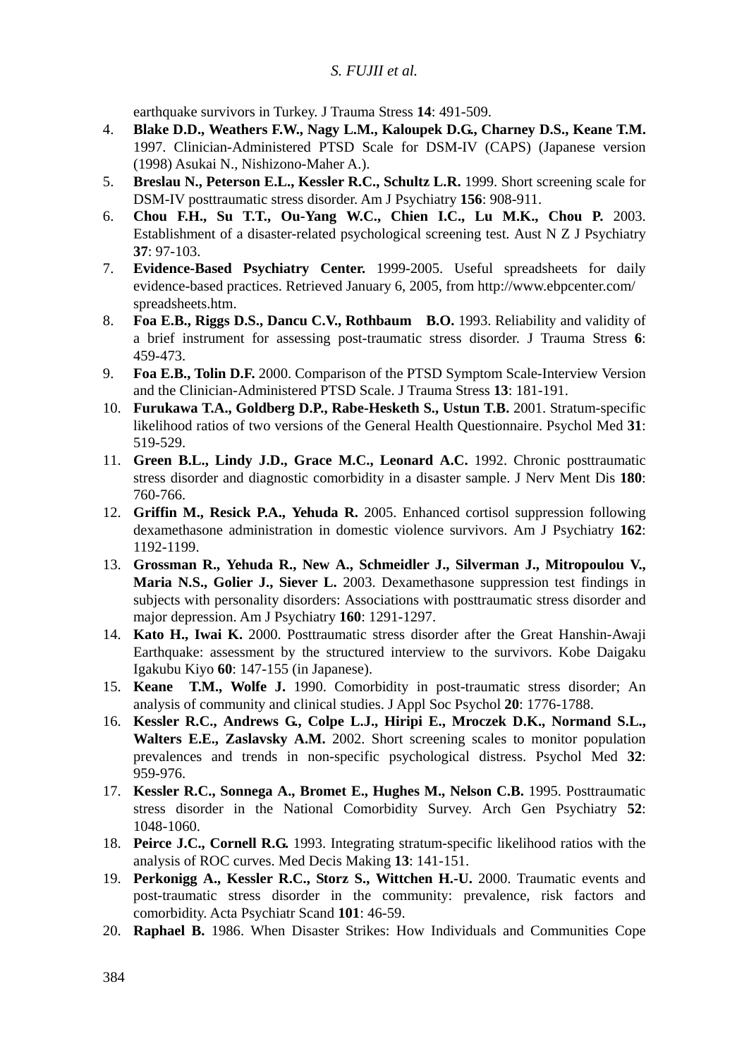earthquake survivors in Turkey. J Trauma Stress **14**: 491-509.

4. **Blake D.D., Weathers F.W., Nagy L.M., Kaloupek D.G., Charney D.S., Keane T.M.** 1997. Clinician-Administered PTSD Scale for DSM-IV (CAPS) (Japanese version (1998) Asukai N., Nishizono-Maher A.).
5. **Breslau N., Peterson E.L., Kessler R.C., Schultz L.R.** 1999. Short screening scale for DSM-IV posttraumatic stress disorder. Am J Psychiatry **156**: 908-911.
6. **Chou F.H., Su T.T., Ou-Yang W.C., Chien I.C., Lu M.K., Chou P.** 2003. Establishment of a disaster-related psychological screening test. Aust N Z J Psychiatry **37**: 97-103.
7. **Evidence-Based Psychiatry Center.** 1999-2005. Useful spreadsheets for daily evidence-based practices. Retrieved January 6, 2005, from http://www.ebpcenter.com/spreadsheets.htm.
8. **Foa E.B., Riggs D.S., Dancu C.V., Rothbaum B.O.** 1993. Reliability and validity of a brief instrument for assessing post-traumatic stress disorder. J Trauma Stress **6**: 459-473.
9. **Foa E.B., Tolin D.F.** 2000. Comparison of the PTSD Symptom Scale-Interview Version and the Clinician-Administered PTSD Scale. J Trauma Stress **13**: 181-191.
10. **Furukawa T.A., Goldberg D.P., Rabe-Hesketh S., Ustun T.B.** 2001. Stratum-specific likelihood ratios of two versions of the General Health Questionnaire. Psychol Med **31**: 519-529.
11. **Green B.L., Lindy J.D., Grace M.C., Leonard A.C.** 1992. Chronic posttraumatic stress disorder and diagnostic comorbidity in a disaster sample. J Nerv Ment Dis **180**: 760-766.
12. **Griffin M., Resick P.A., Yehuda R.** 2005. Enhanced cortisol suppression following dexamethasone administration in domestic violence survivors. Am J Psychiatry **162**: 1192-1199.
13. **Grossman R., Yehuda R., New A., Schmeidler J., Silverman J., Mitropoulou V., Maria N.S., Golier J., Siever L.** 2003. Dexamethasone suppression test findings in subjects with personality disorders: Associations with posttraumatic stress disorder and major depression. Am J Psychiatry **160**: 1291-1297.
14. **Kato H., Iwai K.** 2000. Posttraumatic stress disorder after the Great Hanshin-Awaji Earthquake: assessment by the structured interview to the survivors. Kobe Daigaku Igakubu Kiyo **60**: 147-155 (in Japanese).
15. **Keane T.M., Wolfe J.** 1990. Comorbidity in post-traumatic stress disorder; An analysis of community and clinical studies. J Appl Soc Psychol **20**: 1776-1788.
16. **Kessler R.C., Andrews G., Colpe L.J., Hiripi E., Mroczek D.K., Normand S.L., Walters E.E., Zaslavsky A.M.** 2002. Short screening scales to monitor population prevalences and trends in non-specific psychological distress. Psychol Med **32**: 959-976.
17. **Kessler R.C., Sonnega A., Bromet E., Hughes M., Nelson C.B.** 1995. Posttraumatic stress disorder in the National Comorbidity Survey. Arch Gen Psychiatry **52**: 1048-1060.
18. **Peirce J.C., Cornell R.G.** 1993. Integrating stratum-specific likelihood ratios with the analysis of ROC curves. Med Decis Making **13**: 141-151.
19. **Perkonigg A., Kessler R.C., Storz S., Wittchen H.-U.** 2000. Traumatic events and post-traumatic stress disorder in the community: prevalence, risk factors and comorbidity. Acta Psychiatr Scand **101**: 46-59.
20. **Raphael B.** 1986. When Disaster Strikes: How Individuals and Communities Cope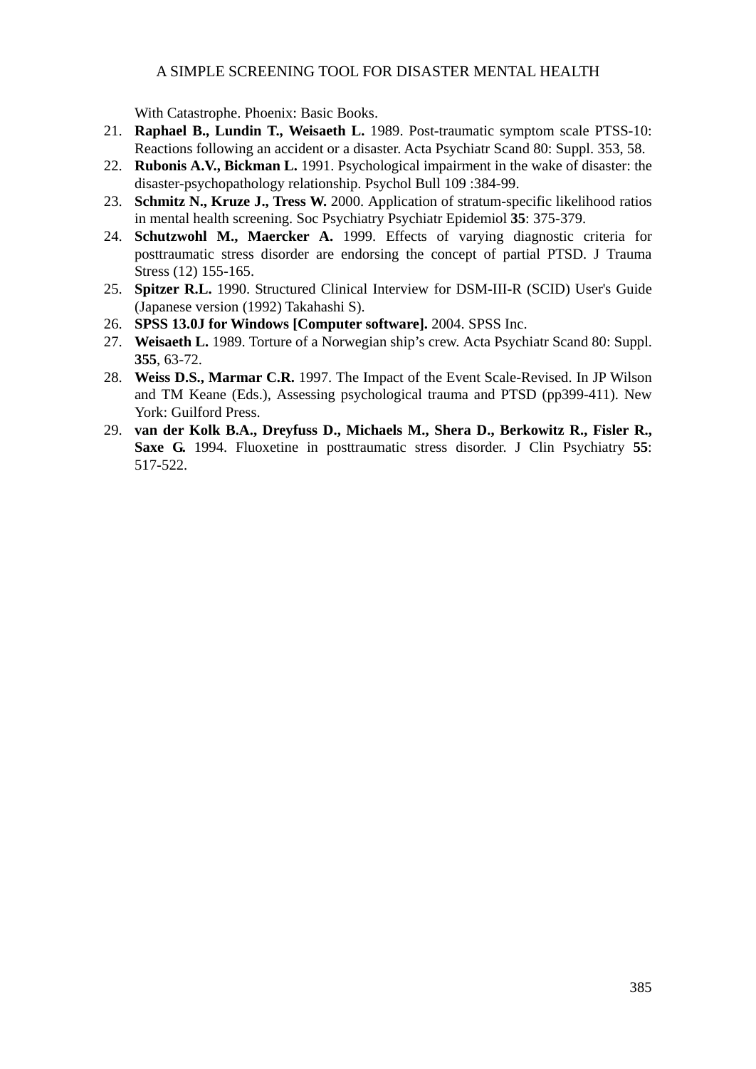With Catastrophe. Phoenix: Basic Books.

21. **Raphael B., Lundin T., Weisaeth L.** 1989. Post-traumatic symptom scale PTSS-10: Reactions following an accident or a disaster. Acta Psychiatr Scand 80: Suppl. 353, 58.
22. **Rubonis A.V., Bickman L.** 1991. Psychological impairment in the wake of disaster: the disaster-psychopathology relationship. Psychol Bull 109 :384-99.
23. **Schmitz N., Kruze J., Tress W.** 2000. Application of stratum-specific likelihood ratios in mental health screening. Soc Psychiatry Psychiatr Epidemiol **35**: 375-379.
24. **Schutzwohl M., Maercker A.** 1999. Effects of varying diagnostic criteria for posttraumatic stress disorder are endorsing the concept of partial PTSD. J Trauma Stress (12) 155-165.
25. **Spitzer R.L.** 1990. Structured Clinical Interview for DSM-III-R (SCID) User's Guide (Japanese version (1992) Takahashi S).
26. **SPSS 13.0J for Windows [Computer software].** 2004. SPSS Inc.
27. **Weisaeth L.** 1989. Torture of a Norwegian ship's crew. Acta Psychiatr Scand 80: Suppl. **355**, 63-72.
28. **Weiss D.S., Marmar C.R.** 1997. The Impact of the Event Scale-Revised. In JP Wilson and TM Keane (Eds.), Assessing psychological trauma and PTSD (pp399-411). New York: Guilford Press.
29. **van der Kolk B.A., Dreyfuss D., Michaels M., Shera D., Berkowitz R., Fisler R., Saxe G.** 1994. Fluoxetine in posttraumatic stress disorder. J Clin Psychiatry **55**: 517-522.